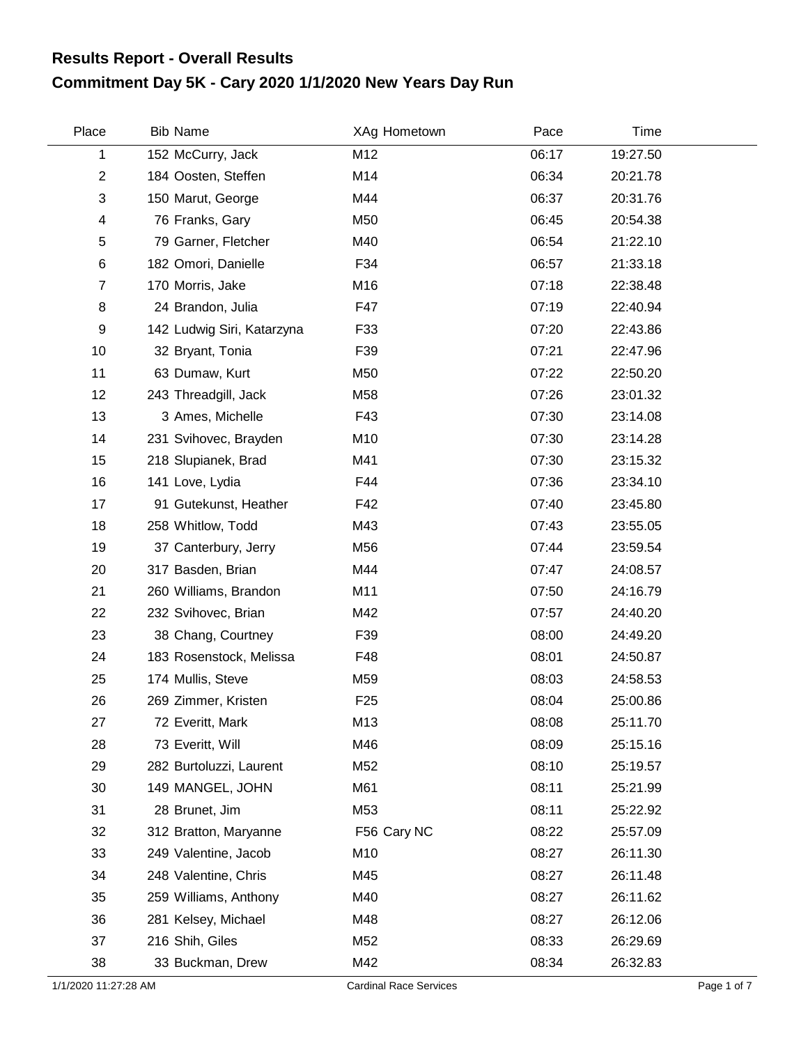## Results Report - Overall Results

# Commitment Day 5K - Cary 2020 1/1/2020 New Years Day Run

| Place | Bib | Name | XAg | Hometown | Pace | Time |
|---|---|---|---|---|---|---|
| 1 | 152 | McCurry, Jack | M12 | | 06:17 | 19:27.50 |
| 2 | 184 | Oosten, Steffen | M14 | | 06:34 | 20:21.78 |
| 3 | 150 | Marut, George | M44 | | 06:37 | 20:31.76 |
| 4 | 76 | Franks, Gary | M50 | | 06:45 | 20:54.38 |
| 5 | 79 | Garner, Fletcher | M40 | | 06:54 | 21:22.10 |
| 6 | 182 | Omori, Danielle | F34 | | 06:57 | 21:33.18 |
| 7 | 170 | Morris, Jake | M16 | | 07:18 | 22:38.48 |
| 8 | 24 | Brandon, Julia | F47 | | 07:19 | 22:40.94 |
| 9 | 142 | Ludwig Siri, Katarzyna | F33 | | 07:20 | 22:43.86 |
| 10 | 32 | Bryant, Tonia | F39 | | 07:21 | 22:47.96 |
| 11 | 63 | Dumaw, Kurt | M50 | | 07:22 | 22:50.20 |
| 12 | 243 | Threadgill, Jack | M58 | | 07:26 | 23:01.32 |
| 13 | 3 | Ames, Michelle | F43 | | 07:30 | 23:14.08 |
| 14 | 231 | Svihovec, Brayden | M10 | | 07:30 | 23:14.28 |
| 15 | 218 | Slupianek, Brad | M41 | | 07:30 | 23:15.32 |
| 16 | 141 | Love, Lydia | F44 | | 07:36 | 23:34.10 |
| 17 | 91 | Gutekunst, Heather | F42 | | 07:40 | 23:45.80 |
| 18 | 258 | Whitlow, Todd | M43 | | 07:43 | 23:55.05 |
| 19 | 37 | Canterbury, Jerry | M56 | | 07:44 | 23:59.54 |
| 20 | 317 | Basden, Brian | M44 | | 07:47 | 24:08.57 |
| 21 | 260 | Williams, Brandon | M11 | | 07:50 | 24:16.79 |
| 22 | 232 | Svihovec, Brian | M42 | | 07:57 | 24:40.20 |
| 23 | 38 | Chang, Courtney | F39 | | 08:00 | 24:49.20 |
| 24 | 183 | Rosenstock, Melissa | F48 | | 08:01 | 24:50.87 |
| 25 | 174 | Mullis, Steve | M59 | | 08:03 | 24:58.53 |
| 26 | 269 | Zimmer, Kristen | F25 | | 08:04 | 25:00.86 |
| 27 | 72 | Everitt, Mark | M13 | | 08:08 | 25:11.70 |
| 28 | 73 | Everitt, Will | M46 | | 08:09 | 25:15.16 |
| 29 | 282 | Burtoluzzi, Laurent | M52 | | 08:10 | 25:19.57 |
| 30 | 149 | MANGEL, JOHN | M61 | | 08:11 | 25:21.99 |
| 31 | 28 | Brunet, Jim | M53 | | 08:11 | 25:22.92 |
| 32 | 312 | Bratton, Maryanne | F56 | Cary NC | 08:22 | 25:57.09 |
| 33 | 249 | Valentine, Jacob | M10 | | 08:27 | 26:11.30 |
| 34 | 248 | Valentine, Chris | M45 | | 08:27 | 26:11.48 |
| 35 | 259 | Williams, Anthony | M40 | | 08:27 | 26:11.62 |
| 36 | 281 | Kelsey, Michael | M48 | | 08:27 | 26:12.06 |
| 37 | 216 | Shih, Giles | M52 | | 08:33 | 26:29.69 |
| 38 | 33 | Buckman, Drew | M42 | | 08:34 | 26:32.83 |

1/1/2020 11:27:28 AM Cardinal Race Services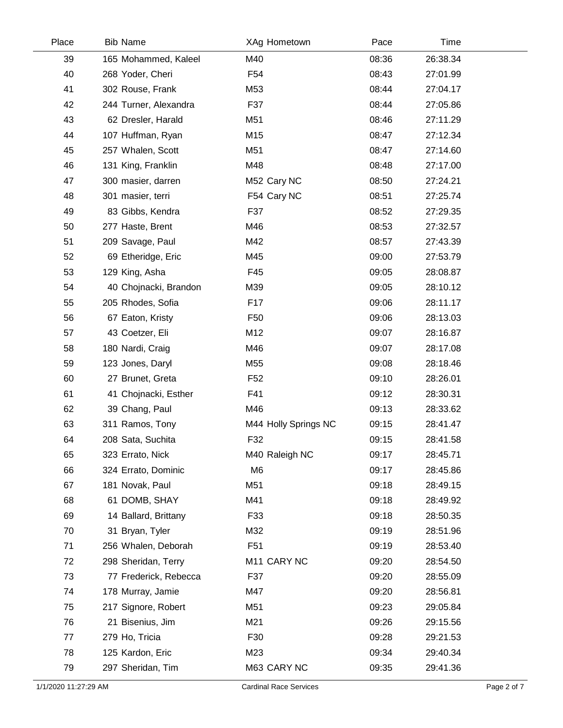| Place | Bib | Name | XAg | Hometown | Pace | Time |
|---|---|---|---|---|---|---|
| 39 | 165 | Mohammed, Kaleel | M40 | | 08:36 | 26:38.34 |
| 40 | 268 | Yoder, Cheri | F54 | | 08:43 | 27:01.99 |
| 41 | 302 | Rouse, Frank | M53 | | 08:44 | 27:04.17 |
| 42 | 244 | Turner, Alexandra | F37 | | 08:44 | 27:05.86 |
| 43 | 62 | Dresler, Harald | M51 | | 08:46 | 27:11.29 |
| 44 | 107 | Huffman, Ryan | M15 | | 08:47 | 27:12.34 |
| 45 | 257 | Whalen, Scott | M51 | | 08:47 | 27:14.60 |
| 46 | 131 | King, Franklin | M48 | | 08:48 | 27:17.00 |
| 47 | 300 | masier, darren | M52 | Cary NC | 08:50 | 27:24.21 |
| 48 | 301 | masier, terri | F54 | Cary NC | 08:51 | 27:25.74 |
| 49 | 83 | Gibbs, Kendra | F37 | | 08:52 | 27:29.35 |
| 50 | 277 | Haste, Brent | M46 | | 08:53 | 27:32.57 |
| 51 | 209 | Savage, Paul | M42 | | 08:57 | 27:43.39 |
| 52 | 69 | Etheridge, Eric | M45 | | 09:00 | 27:53.79 |
| 53 | 129 | King, Asha | F45 | | 09:05 | 28:08.87 |
| 54 | 40 | Chojnacki, Brandon | M39 | | 09:05 | 28:10.12 |
| 55 | 205 | Rhodes, Sofia | F17 | | 09:06 | 28:11.17 |
| 56 | 67 | Eaton, Kristy | F50 | | 09:06 | 28:13.03 |
| 57 | 43 | Coetzer, Eli | M12 | | 09:07 | 28:16.87 |
| 58 | 180 | Nardi, Craig | M46 | | 09:07 | 28:17.08 |
| 59 | 123 | Jones, Daryl | M55 | | 09:08 | 28:18.46 |
| 60 | 27 | Brunet, Greta | F52 | | 09:10 | 28:26.01 |
| 61 | 41 | Chojnacki, Esther | F41 | | 09:12 | 28:30.31 |
| 62 | 39 | Chang, Paul | M46 | | 09:13 | 28:33.62 |
| 63 | 311 | Ramos, Tony | M44 | Holly Springs NC | 09:15 | 28:41.47 |
| 64 | 208 | Sata, Suchita | F32 | | 09:15 | 28:41.58 |
| 65 | 323 | Errato, Nick | M40 | Raleigh NC | 09:17 | 28:45.71 |
| 66 | 324 | Errato, Dominic | M6 | | 09:17 | 28:45.86 |
| 67 | 181 | Novak, Paul | M51 | | 09:18 | 28:49.15 |
| 68 | 61 | DOMB, SHAY | M41 | | 09:18 | 28:49.92 |
| 69 | 14 | Ballard, Brittany | F33 | | 09:18 | 28:50.35 |
| 70 | 31 | Bryan, Tyler | M32 | | 09:19 | 28:51.96 |
| 71 | 256 | Whalen, Deborah | F51 | | 09:19 | 28:53.40 |
| 72 | 298 | Sheridan, Terry | M11 | CARY NC | 09:20 | 28:54.50 |
| 73 | 77 | Frederick, Rebecca | F37 | | 09:20 | 28:55.09 |
| 74 | 178 | Murray, Jamie | M47 | | 09:20 | 28:56.81 |
| 75 | 217 | Signore, Robert | M51 | | 09:23 | 29:05.84 |
| 76 | 21 | Bisenius, Jim | M21 | | 09:26 | 29:15.56 |
| 77 | 279 | Ho, Tricia | F30 | | 09:28 | 29:21.53 |
| 78 | 125 | Kardon, Eric | M23 | | 09:34 | 29:40.34 |
| 79 | 297 | Sheridan, Tim | M63 | CARY NC | 09:35 | 29:41.36 |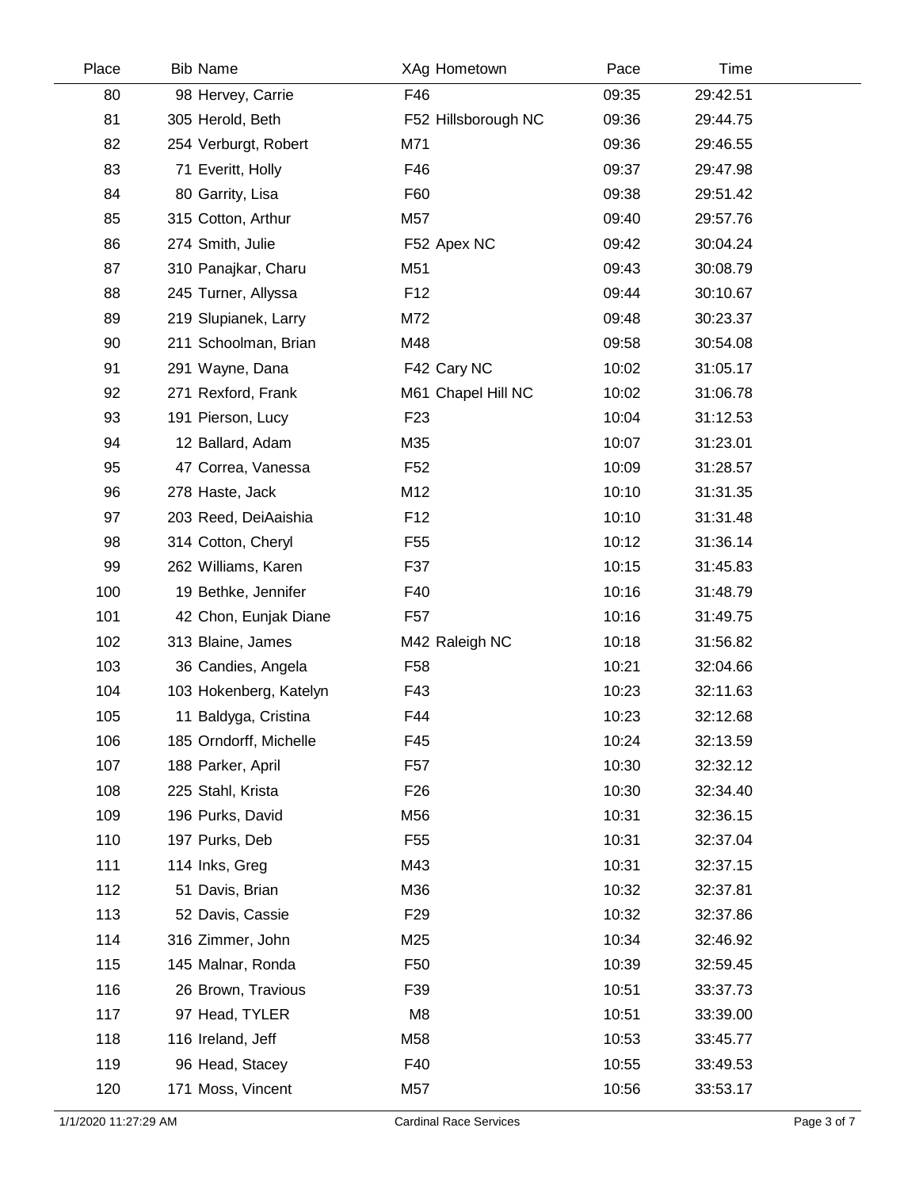| Place | Bib | Name | XAg | Hometown | Pace | Time |
|---|---|---|---|---|---|---|
| 80 | 98 | Hervey, Carrie | F46 | | 09:35 | 29:42.51 |
| 81 | 305 | Herold, Beth | F52 | Hillsborough NC | 09:36 | 29:44.75 |
| 82 | 254 | Verburgt, Robert | M71 | | 09:36 | 29:46.55 |
| 83 | 71 | Everitt, Holly | F46 | | 09:37 | 29:47.98 |
| 84 | 80 | Garrity, Lisa | F60 | | 09:38 | 29:51.42 |
| 85 | 315 | Cotton, Arthur | M57 | | 09:40 | 29:57.76 |
| 86 | 274 | Smith, Julie | F52 | Apex NC | 09:42 | 30:04.24 |
| 87 | 310 | Panajkar, Charu | M51 | | 09:43 | 30:08.79 |
| 88 | 245 | Turner, Allyssa | F12 | | 09:44 | 30:10.67 |
| 89 | 219 | Slupianek, Larry | M72 | | 09:48 | 30:23.37 |
| 90 | 211 | Schoolman, Brian | M48 | | 09:58 | 30:54.08 |
| 91 | 291 | Wayne, Dana | F42 | Cary NC | 10:02 | 31:05.17 |
| 92 | 271 | Rexford, Frank | M61 | Chapel Hill NC | 10:02 | 31:06.78 |
| 93 | 191 | Pierson, Lucy | F23 | | 10:04 | 31:12.53 |
| 94 | 12 | Ballard, Adam | M35 | | 10:07 | 31:23.01 |
| 95 | 47 | Correa, Vanessa | F52 | | 10:09 | 31:28.57 |
| 96 | 278 | Haste, Jack | M12 | | 10:10 | 31:31.35 |
| 97 | 203 | Reed, DeiAaishia | F12 | | 10:10 | 31:31.48 |
| 98 | 314 | Cotton, Cheryl | F55 | | 10:12 | 31:36.14 |
| 99 | 262 | Williams, Karen | F37 | | 10:15 | 31:45.83 |
| 100 | 19 | Bethke, Jennifer | F40 | | 10:16 | 31:48.79 |
| 101 | 42 | Chon, Eunjak Diane | F57 | | 10:16 | 31:49.75 |
| 102 | 313 | Blaine, James | M42 | Raleigh NC | 10:18 | 31:56.82 |
| 103 | 36 | Candies, Angela | F58 | | 10:21 | 32:04.66 |
| 104 | 103 | Hokenberg, Katelyn | F43 | | 10:23 | 32:11.63 |
| 105 | 11 | Baldyga, Cristina | F44 | | 10:23 | 32:12.68 |
| 106 | 185 | Orndorff, Michelle | F45 | | 10:24 | 32:13.59 |
| 107 | 188 | Parker, April | F57 | | 10:30 | 32:32.12 |
| 108 | 225 | Stahl, Krista | F26 | | 10:30 | 32:34.40 |
| 109 | 196 | Purks, David | M56 | | 10:31 | 32:36.15 |
| 110 | 197 | Purks, Deb | F55 | | 10:31 | 32:37.04 |
| 111 | 114 | Inks, Greg | M43 | | 10:31 | 32:37.15 |
| 112 | 51 | Davis, Brian | M36 | | 10:32 | 32:37.81 |
| 113 | 52 | Davis, Cassie | F29 | | 10:32 | 32:37.86 |
| 114 | 316 | Zimmer, John | M25 | | 10:34 | 32:46.92 |
| 115 | 145 | Malnar, Ronda | F50 | | 10:39 | 32:59.45 |
| 116 | 26 | Brown, Travious | F39 | | 10:51 | 33:37.73 |
| 117 | 97 | Head, TYLER | M8 | | 10:51 | 33:39.00 |
| 118 | 116 | Ireland, Jeff | M58 | | 10:53 | 33:45.77 |
| 119 | 96 | Head, Stacey | F40 | | 10:55 | 33:49.53 |
| 120 | 171 | Moss, Vincent | M57 | | 10:56 | 33:53.17 |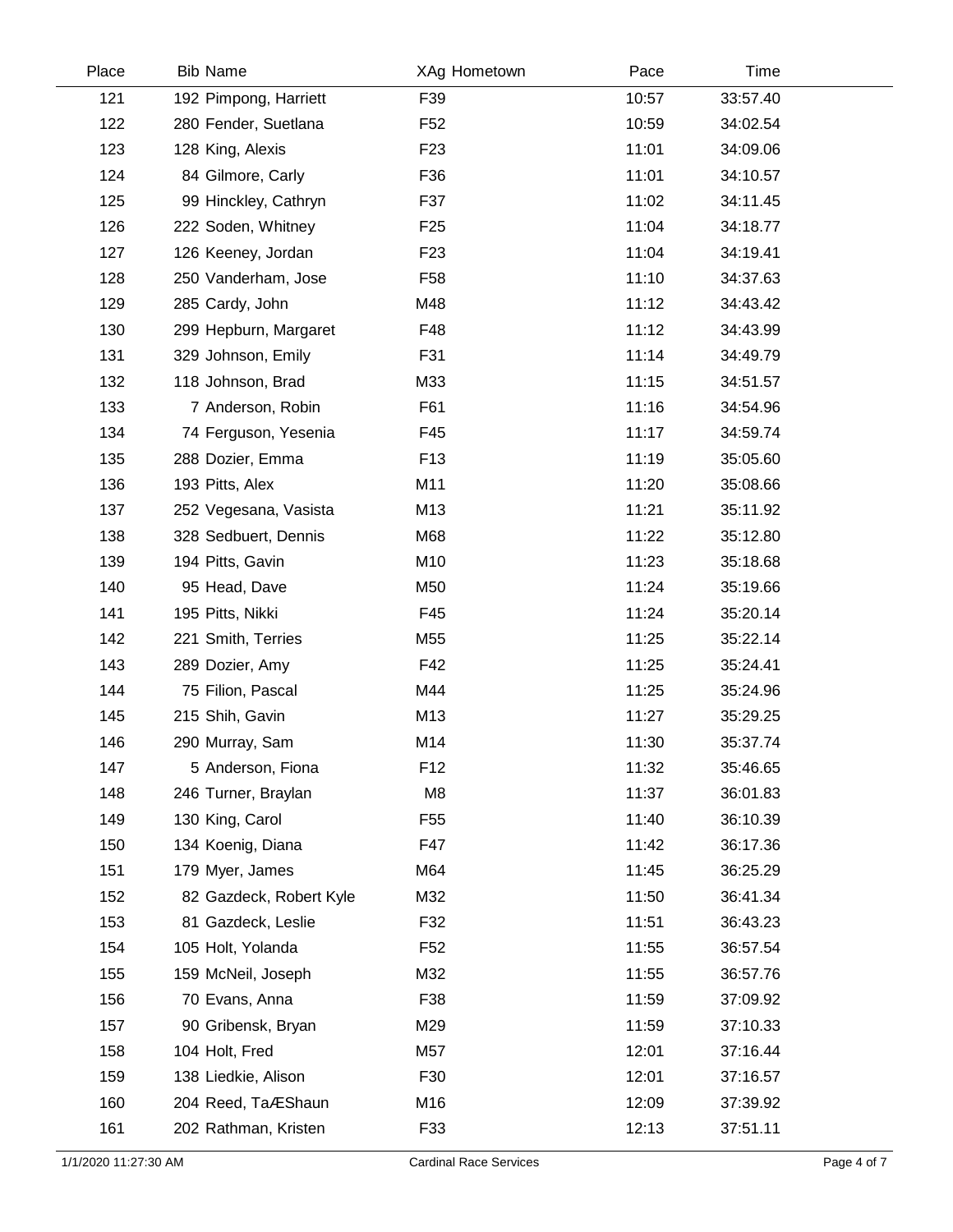| Place | Bib | Name | XAg | Hometown | Pace | Time |
|---|---|---|---|---|---|---|
| 121 | 192 | Pimpong, Harriett | F39 | | 10:57 | 33:57.40 |
| 122 | 280 | Fender, Suetlana | F52 | | 10:59 | 34:02.54 |
| 123 | 128 | King, Alexis | F23 | | 11:01 | 34:09.06 |
| 124 | 84 | Gilmore, Carly | F36 | | 11:01 | 34:10.57 |
| 125 | 99 | Hinckley, Cathryn | F37 | | 11:02 | 34:11.45 |
| 126 | 222 | Soden, Whitney | F25 | | 11:04 | 34:18.77 |
| 127 | 126 | Keeney, Jordan | F23 | | 11:04 | 34:19.41 |
| 128 | 250 | Vanderham, Jose | F58 | | 11:10 | 34:37.63 |
| 129 | 285 | Cardy, John | M48 | | 11:12 | 34:43.42 |
| 130 | 299 | Hepburn, Margaret | F48 | | 11:12 | 34:43.99 |
| 131 | 329 | Johnson, Emily | F31 | | 11:14 | 34:49.79 |
| 132 | 118 | Johnson, Brad | M33 | | 11:15 | 34:51.57 |
| 133 | 7 | Anderson, Robin | F61 | | 11:16 | 34:54.96 |
| 134 | 74 | Ferguson, Yesenia | F45 | | 11:17 | 34:59.74 |
| 135 | 288 | Dozier, Emma | F13 | | 11:19 | 35:05.60 |
| 136 | 193 | Pitts, Alex | M11 | | 11:20 | 35:08.66 |
| 137 | 252 | Vegesana, Vasista | M13 | | 11:21 | 35:11.92 |
| 138 | 328 | Sedbuert, Dennis | M68 | | 11:22 | 35:12.80 |
| 139 | 194 | Pitts, Gavin | M10 | | 11:23 | 35:18.68 |
| 140 | 95 | Head, Dave | M50 | | 11:24 | 35:19.66 |
| 141 | 195 | Pitts, Nikki | F45 | | 11:24 | 35:20.14 |
| 142 | 221 | Smith, Terries | M55 | | 11:25 | 35:22.14 |
| 143 | 289 | Dozier, Amy | F42 | | 11:25 | 35:24.41 |
| 144 | 75 | Filion, Pascal | M44 | | 11:25 | 35:24.96 |
| 145 | 215 | Shih, Gavin | M13 | | 11:27 | 35:29.25 |
| 146 | 290 | Murray, Sam | M14 | | 11:30 | 35:37.74 |
| 147 | 5 | Anderson, Fiona | F12 | | 11:32 | 35:46.65 |
| 148 | 246 | Turner, Braylan | M8 | | 11:37 | 36:01.83 |
| 149 | 130 | King, Carol | F55 | | 11:40 | 36:10.39 |
| 150 | 134 | Koenig, Diana | F47 | | 11:42 | 36:17.36 |
| 151 | 179 | Myer, James | M64 | | 11:45 | 36:25.29 |
| 152 | 82 | Gazdeck, Robert Kyle | M32 | | 11:50 | 36:41.34 |
| 153 | 81 | Gazdeck, Leslie | F32 | | 11:51 | 36:43.23 |
| 154 | 105 | Holt, Yolanda | F52 | | 11:55 | 36:57.54 |
| 155 | 159 | McNeil, Joseph | M32 | | 11:55 | 36:57.76 |
| 156 | 70 | Evans, Anna | F38 | | 11:59 | 37:09.92 |
| 157 | 90 | Gribensk, Bryan | M29 | | 11:59 | 37:10.33 |
| 158 | 104 | Holt, Fred | M57 | | 12:01 | 37:16.44 |
| 159 | 138 | Liedkie, Alison | F30 | | 12:01 | 37:16.57 |
| 160 | 204 | Reed, TaÆShaun | M16 | | 12:09 | 37:39.92 |
| 161 | 202 | Rathman, Kristen | F33 | | 12:13 | 37:51.11 |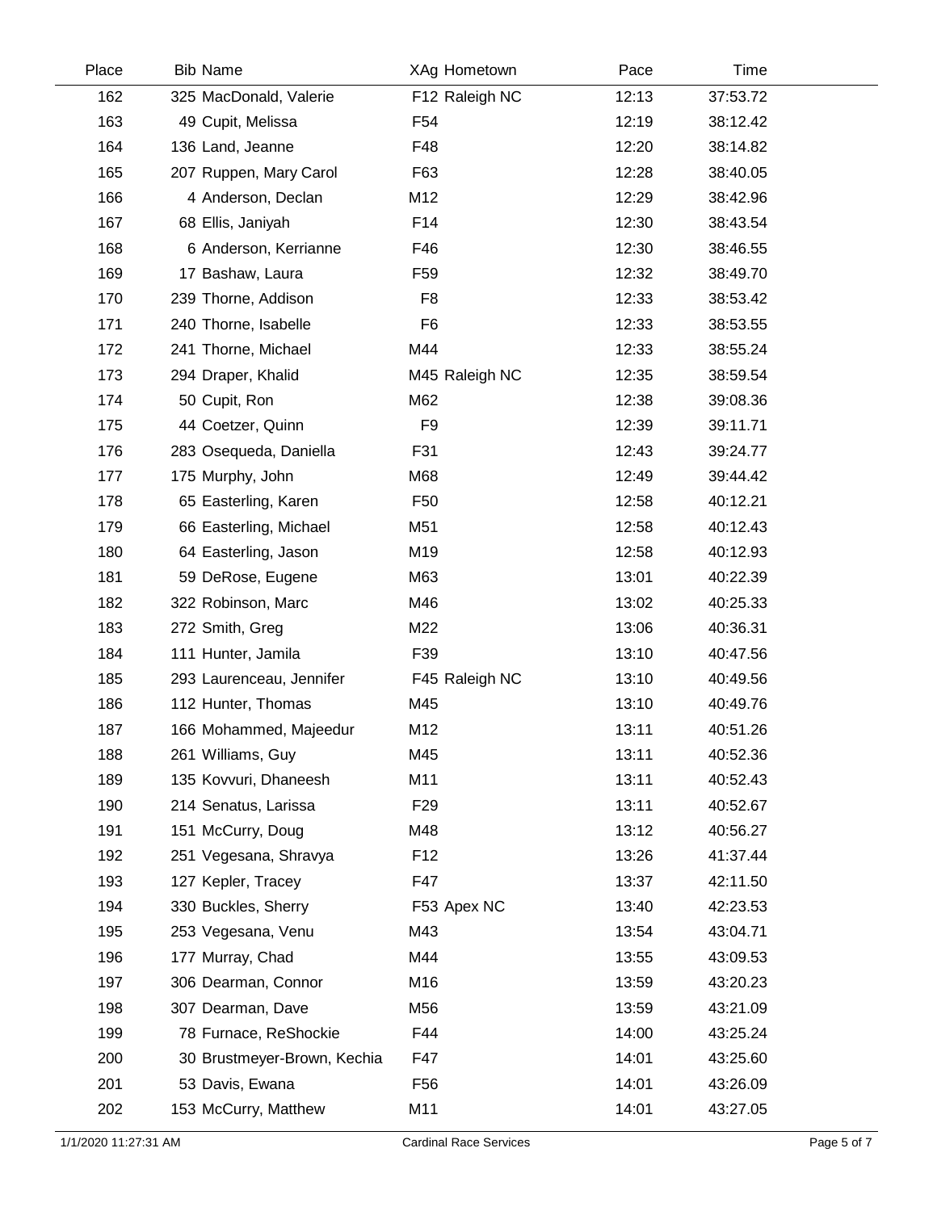| Place | Bib | Name | XAg | Hometown | Pace | Time |
|---|---|---|---|---|---|---|
| 162 | 325 | MacDonald, Valerie | F12 | Raleigh NC | 12:13 | 37:53.72 |
| 163 | 49 | Cupit, Melissa | F54 | | 12:19 | 38:12.42 |
| 164 | 136 | Land, Jeanne | F48 | | 12:20 | 38:14.82 |
| 165 | 207 | Ruppen, Mary Carol | F63 | | 12:28 | 38:40.05 |
| 166 | 4 | Anderson, Declan | M12 | | 12:29 | 38:42.96 |
| 167 | 68 | Ellis, Janiyah | F14 | | 12:30 | 38:43.54 |
| 168 | 6 | Anderson, Kerrianne | F46 | | 12:30 | 38:46.55 |
| 169 | 17 | Bashaw, Laura | F59 | | 12:32 | 38:49.70 |
| 170 | 239 | Thorne, Addison | F8 | | 12:33 | 38:53.42 |
| 171 | 240 | Thorne, Isabelle | F6 | | 12:33 | 38:53.55 |
| 172 | 241 | Thorne, Michael | M44 | | 12:33 | 38:55.24 |
| 173 | 294 | Draper, Khalid | M45 | Raleigh NC | 12:35 | 38:59.54 |
| 174 | 50 | Cupit, Ron | M62 | | 12:38 | 39:08.36 |
| 175 | 44 | Coetzer, Quinn | F9 | | 12:39 | 39:11.71 |
| 176 | 283 | Osequeda, Daniella | F31 | | 12:43 | 39:24.77 |
| 177 | 175 | Murphy, John | M68 | | 12:49 | 39:44.42 |
| 178 | 65 | Easterling, Karen | F50 | | 12:58 | 40:12.21 |
| 179 | 66 | Easterling, Michael | M51 | | 12:58 | 40:12.43 |
| 180 | 64 | Easterling, Jason | M19 | | 12:58 | 40:12.93 |
| 181 | 59 | DeRose, Eugene | M63 | | 13:01 | 40:22.39 |
| 182 | 322 | Robinson, Marc | M46 | | 13:02 | 40:25.33 |
| 183 | 272 | Smith, Greg | M22 | | 13:06 | 40:36.31 |
| 184 | 111 | Hunter, Jamila | F39 | | 13:10 | 40:47.56 |
| 185 | 293 | Laurenceau, Jennifer | F45 | Raleigh NC | 13:10 | 40:49.56 |
| 186 | 112 | Hunter, Thomas | M45 | | 13:10 | 40:49.76 |
| 187 | 166 | Mohammed, Majeedur | M12 | | 13:11 | 40:51.26 |
| 188 | 261 | Williams, Guy | M45 | | 13:11 | 40:52.36 |
| 189 | 135 | Kovvuri, Dhaneesh | M11 | | 13:11 | 40:52.43 |
| 190 | 214 | Senatus, Larissa | F29 | | 13:11 | 40:52.67 |
| 191 | 151 | McCurry, Doug | M48 | | 13:12 | 40:56.27 |
| 192 | 251 | Vegesana, Shravya | F12 | | 13:26 | 41:37.44 |
| 193 | 127 | Kepler, Tracey | F47 | | 13:37 | 42:11.50 |
| 194 | 330 | Buckles, Sherry | F53 | Apex NC | 13:40 | 42:23.53 |
| 195 | 253 | Vegesana, Venu | M43 | | 13:54 | 43:04.71 |
| 196 | 177 | Murray, Chad | M44 | | 13:55 | 43:09.53 |
| 197 | 306 | Dearman, Connor | M16 | | 13:59 | 43:20.23 |
| 198 | 307 | Dearman, Dave | M56 | | 13:59 | 43:21.09 |
| 199 | 78 | Furnace, ReShockie | F44 | | 14:00 | 43:25.24 |
| 200 | 30 | Brustmeyer-Brown, Kechia | F47 | | 14:01 | 43:25.60 |
| 201 | 53 | Davis, Ewana | F56 | | 14:01 | 43:26.09 |
| 202 | 153 | McCurry, Matthew | M11 | | 14:01 | 43:27.05 |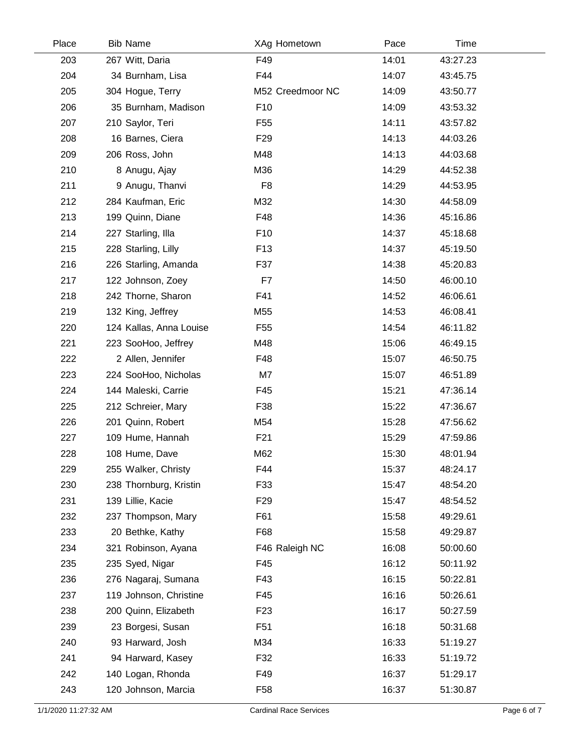| Place | Bib | Name | XAg | Hometown | Pace | Time |
|---|---|---|---|---|---|---|
| 203 | 267 | Witt, Daria | F49 | | 14:01 | 43:27.23 |
| 204 | 34 | Burnham, Lisa | F44 | | 14:07 | 43:45.75 |
| 205 | 304 | Hogue, Terry | M52 | Creedmoor NC | 14:09 | 43:50.77 |
| 206 | 35 | Burnham, Madison | F10 | | 14:09 | 43:53.32 |
| 207 | 210 | Saylor, Teri | F55 | | 14:11 | 43:57.82 |
| 208 | 16 | Barnes, Ciera | F29 | | 14:13 | 44:03.26 |
| 209 | 206 | Ross, John | M48 | | 14:13 | 44:03.68 |
| 210 | 8 | Anugu, Ajay | M36 | | 14:29 | 44:52.38 |
| 211 | 9 | Anugu, Thanvi | F8 | | 14:29 | 44:53.95 |
| 212 | 284 | Kaufman, Eric | M32 | | 14:30 | 44:58.09 |
| 213 | 199 | Quinn, Diane | F48 | | 14:36 | 45:16.86 |
| 214 | 227 | Starling, Illa | F10 | | 14:37 | 45:18.68 |
| 215 | 228 | Starling, Lilly | F13 | | 14:37 | 45:19.50 |
| 216 | 226 | Starling, Amanda | F37 | | 14:38 | 45:20.83 |
| 217 | 122 | Johnson, Zoey | F7 | | 14:50 | 46:00.10 |
| 218 | 242 | Thorne, Sharon | F41 | | 14:52 | 46:06.61 |
| 219 | 132 | King, Jeffrey | M55 | | 14:53 | 46:08.41 |
| 220 | 124 | Kallas, Anna Louise | F55 | | 14:54 | 46:11.82 |
| 221 | 223 | SooHoo, Jeffrey | M48 | | 15:06 | 46:49.15 |
| 222 | 2 | Allen, Jennifer | F48 | | 15:07 | 46:50.75 |
| 223 | 224 | SooHoo, Nicholas | M7 | | 15:07 | 46:51.89 |
| 224 | 144 | Maleski, Carrie | F45 | | 15:21 | 47:36.14 |
| 225 | 212 | Schreier, Mary | F38 | | 15:22 | 47:36.67 |
| 226 | 201 | Quinn, Robert | M54 | | 15:28 | 47:56.62 |
| 227 | 109 | Hume, Hannah | F21 | | 15:29 | 47:59.86 |
| 228 | 108 | Hume, Dave | M62 | | 15:30 | 48:01.94 |
| 229 | 255 | Walker, Christy | F44 | | 15:37 | 48:24.17 |
| 230 | 238 | Thornburg, Kristin | F33 | | 15:47 | 48:54.20 |
| 231 | 139 | Lillie, Kacie | F29 | | 15:47 | 48:54.52 |
| 232 | 237 | Thompson, Mary | F61 | | 15:58 | 49:29.61 |
| 233 | 20 | Bethke, Kathy | F68 | | 15:58 | 49:29.87 |
| 234 | 321 | Robinson, Ayana | F46 | Raleigh NC | 16:08 | 50:00.60 |
| 235 | 235 | Syed, Nigar | F45 | | 16:12 | 50:11.92 |
| 236 | 276 | Nagaraj, Sumana | F43 | | 16:15 | 50:22.81 |
| 237 | 119 | Johnson, Christine | F45 | | 16:16 | 50:26.61 |
| 238 | 200 | Quinn, Elizabeth | F23 | | 16:17 | 50:27.59 |
| 239 | 23 | Borgesi, Susan | F51 | | 16:18 | 50:31.68 |
| 240 | 93 | Harward, Josh | M34 | | 16:33 | 51:19.27 |
| 241 | 94 | Harward, Kasey | F32 | | 16:33 | 51:19.72 |
| 242 | 140 | Logan, Rhonda | F49 | | 16:37 | 51:29.17 |
| 243 | 120 | Johnson, Marcia | F58 | | 16:37 | 51:30.87 |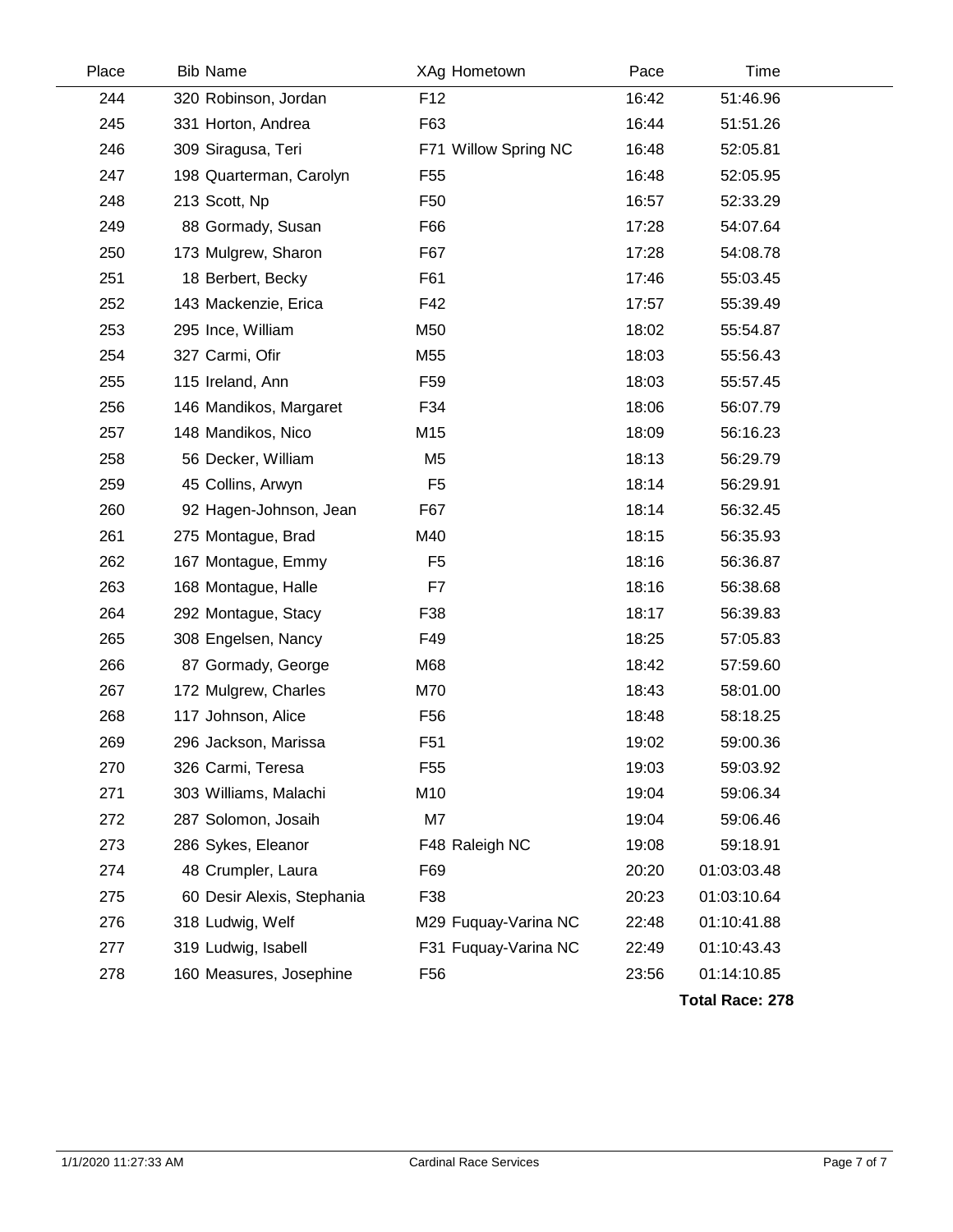| Place | Bib | Name | XAg | Hometown | Pace | Time |
|---|---|---|---|---|---|---|
| 244 | 320 | Robinson, Jordan | F12 | | 16:42 | 51:46.96 |
| 245 | 331 | Horton, Andrea | F63 | | 16:44 | 51:51.26 |
| 246 | 309 | Siragusa, Teri | F71 | Willow Spring NC | 16:48 | 52:05.81 |
| 247 | 198 | Quarterman, Carolyn | F55 | | 16:48 | 52:05.95 |
| 248 | 213 | Scott, Np | F50 | | 16:57 | 52:33.29 |
| 249 | 88 | Gormady, Susan | F66 | | 17:28 | 54:07.64 |
| 250 | 173 | Mulgrew, Sharon | F67 | | 17:28 | 54:08.78 |
| 251 | 18 | Berbert, Becky | F61 | | 17:46 | 55:03.45 |
| 252 | 143 | Mackenzie, Erica | F42 | | 17:57 | 55:39.49 |
| 253 | 295 | Ince, William | M50 | | 18:02 | 55:54.87 |
| 254 | 327 | Carmi, Ofir | M55 | | 18:03 | 55:56.43 |
| 255 | 115 | Ireland, Ann | F59 | | 18:03 | 55:57.45 |
| 256 | 146 | Mandikos, Margaret | F34 | | 18:06 | 56:07.79 |
| 257 | 148 | Mandikos, Nico | M15 | | 18:09 | 56:16.23 |
| 258 | 56 | Decker, William | M5 | | 18:13 | 56:29.79 |
| 259 | 45 | Collins, Arwyn | F5 | | 18:14 | 56:29.91 |
| 260 | 92 | Hagen-Johnson, Jean | F67 | | 18:14 | 56:32.45 |
| 261 | 275 | Montague, Brad | M40 | | 18:15 | 56:35.93 |
| 262 | 167 | Montague, Emmy | F5 | | 18:16 | 56:36.87 |
| 263 | 168 | Montague, Halle | F7 | | 18:16 | 56:38.68 |
| 264 | 292 | Montague, Stacy | F38 | | 18:17 | 56:39.83 |
| 265 | 308 | Engelsen, Nancy | F49 | | 18:25 | 57:05.83 |
| 266 | 87 | Gormady, George | M68 | | 18:42 | 57:59.60 |
| 267 | 172 | Mulgrew, Charles | M70 | | 18:43 | 58:01.00 |
| 268 | 117 | Johnson, Alice | F56 | | 18:48 | 58:18.25 |
| 269 | 296 | Jackson, Marissa | F51 | | 19:02 | 59:00.36 |
| 270 | 326 | Carmi, Teresa | F55 | | 19:03 | 59:03.92 |
| 271 | 303 | Williams, Malachi | M10 | | 19:04 | 59:06.34 |
| 272 | 287 | Solomon, Josaih | M7 | | 19:04 | 59:06.46 |
| 273 | 286 | Sykes, Eleanor | F48 | Raleigh NC | 19:08 | 59:18.91 |
| 274 | 48 | Crumpler, Laura | F69 | | 20:20 | 01:03:03.48 |
| 275 | 60 | Desir Alexis, Stephania | F38 | | 20:23 | 01:03:10.64 |
| 276 | 318 | Ludwig, Welf | M29 | Fuquay-Varina NC | 22:48 | 01:10:41.88 |
| 277 | 319 | Ludwig, Isabell | F31 | Fuquay-Varina NC | 22:49 | 01:10:43.43 |
| 278 | 160 | Measures, Josephine | F56 | | 23:56 | 01:14:10.85 |

**Total Race: 278**

1/1/2020 11:27:33 AM Cardinal Race Services